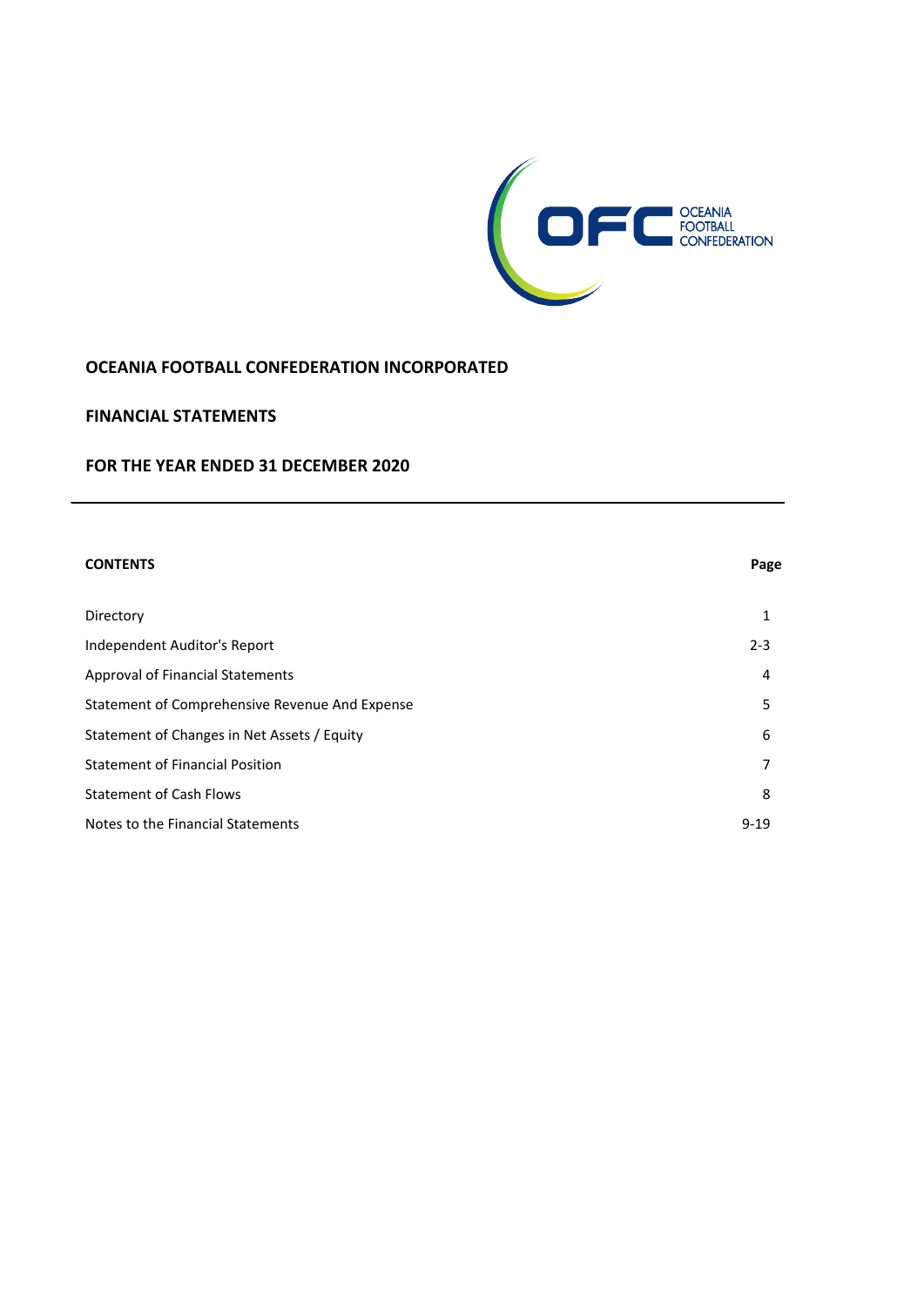OCEANIA FOOTBALL CONFEDERATION

# OCEANIA FOOTBALL CONFEDERATION INCORPORATED

## FINANCIAL STATEMENTS

## FOR THE YEAR ENDED 31 DECEMBER 2020

| **CONTENTS** | **Page** |
|---|---|
| Directory | 1 |
| Independent Auditor's Report | 2-3 |
| Approval of Financial Statements | 4 |
| Statement of Comprehensive Revenue And Expense | 5 |
| Statement of Changes in Net Assets / Equity | 6 |
| Statement of Financial Position | 7 |
| Statement of Cash Flows | 8 |
| Notes to the Financial Statements | 9-19 |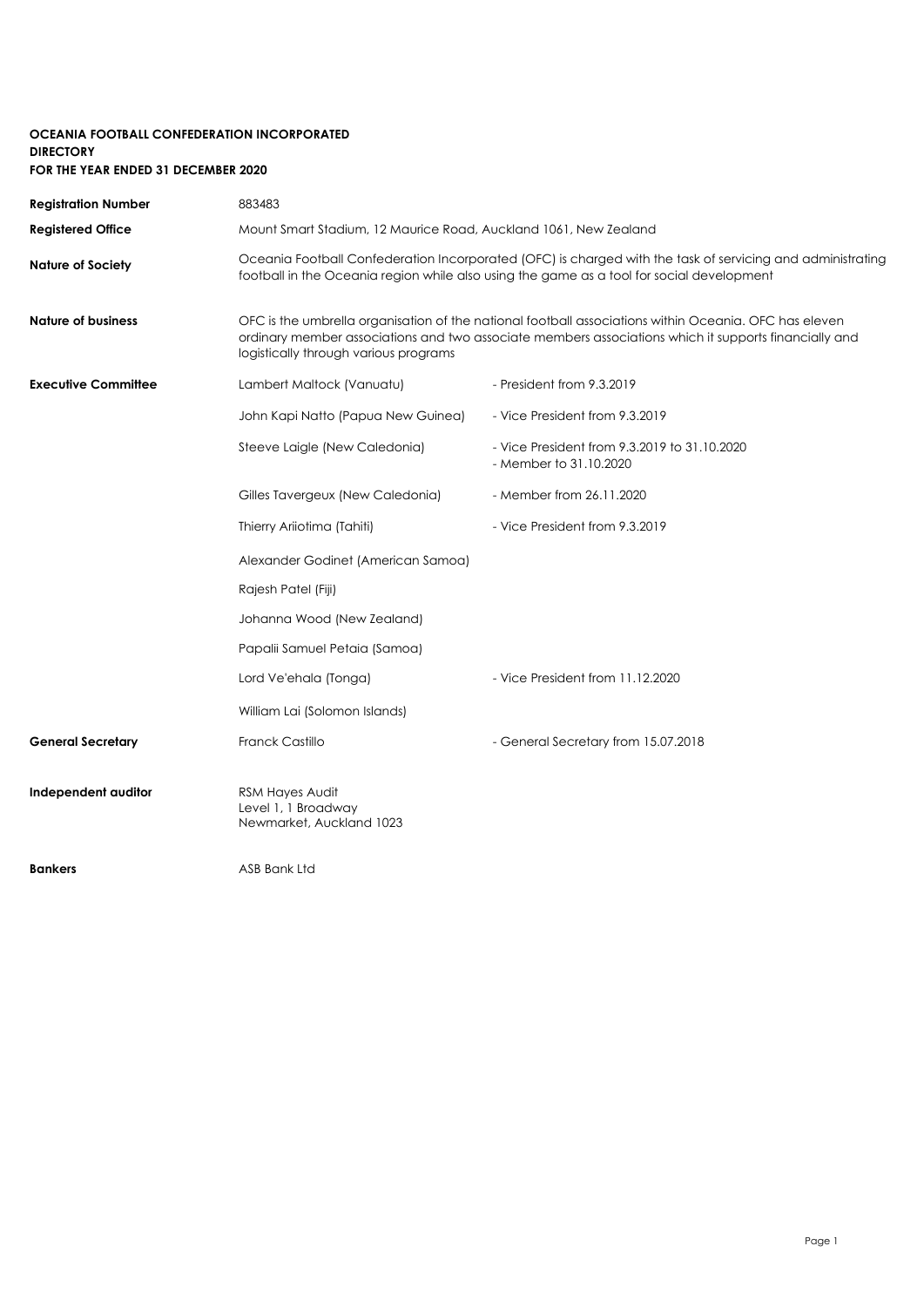**OCEANIA FOOTBALL CONFEDERATION INCORPORATED**
**DIRECTORY**
**FOR THE YEAR ENDED 31 DECEMBER 2020**

| | | |
|---|---|---|
| **Registration Number** | 883483 | |
| **Registered Office** | Mount Smart Stadium, 12 Maurice Road, Auckland 1061, New Zealand | |
| **Nature of Society** | Oceania Football Confederation Incorporated (OFC) is charged with the task of servicing and administrating football in the Oceania region while also using the game as a tool for social development | |
| **Nature of business** | OFC is the umbrella organisation of the national football associations within Oceania. OFC has eleven ordinary member associations and two associate members associations which it supports financially and logistically through various programs | |
| **Executive Committee** | Lambert Maltock (Vanuatu) | - President from 9.3.2019 |
| | John Kapi Natto (Papua New Guinea) | - Vice President from 9.3.2019 |
| | Steeve Laigle (New Caledonia) | - Vice President from 9.3.2019 to 31.10.2020<br>- Member to 31.10.2020 |
| | Gilles Tavergeux (New Caledonia) | - Member from 26.11.2020 |
| | Thierry Ariiotima (Tahiti) | - Vice President from 9.3.2019 |
| | Alexander Godinet (American Samoa) | |
| | Rajesh Patel (Fiji) | |
| | Johanna Wood (New Zealand) | |
| | Papalii Samuel Petaia (Samoa) | |
| | Lord Ve'ehala (Tonga) | - Vice President from 11.12.2020 |
| | William Lai (Solomon Islands) | |
| **General Secretary** | Franck Castillo | - General Secretary from 15.07.2018 |
| **Independent auditor** | RSM Hayes Audit<br>Level 1, 1 Broadway<br>Newmarket, Auckland 1023 | |
| **Bankers** | ASB Bank Ltd | |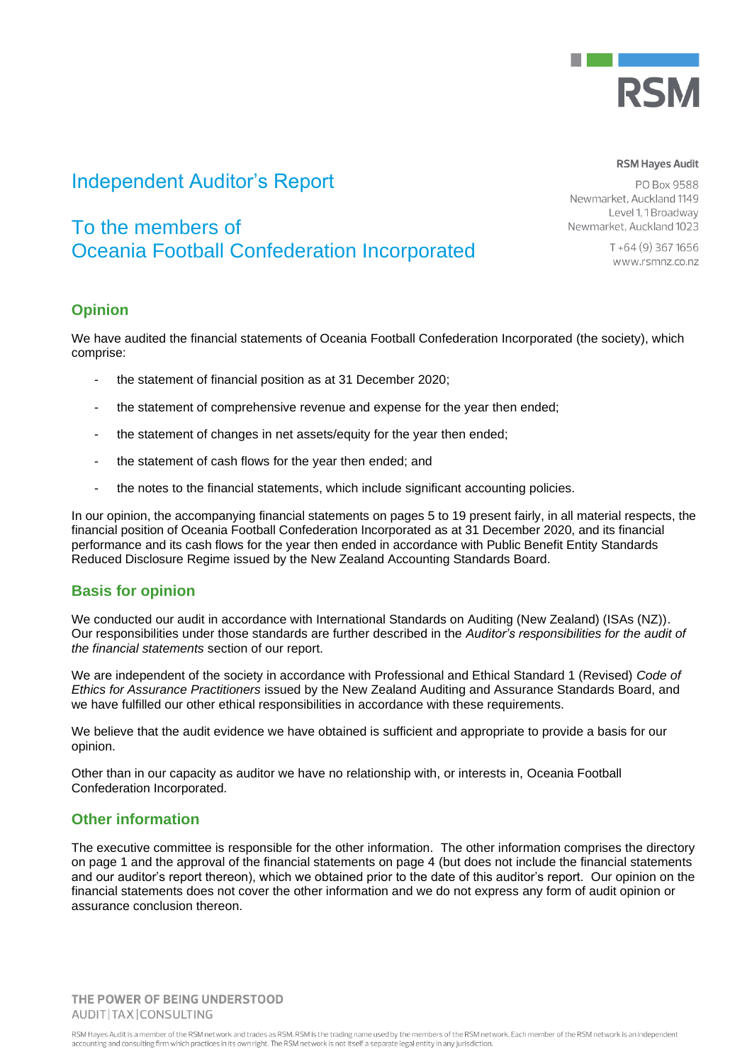RSM

**RSM Hayes Audit**

PO Box 9588
Newmarket, Auckland 1149
Level 1, 1 Broadway
Newmarket, Auckland 1023

T +64 (9) 367 1656
www.rsmnz.co.nz

# Independent Auditor's Report

# To the members of Oceania Football Confederation Incorporated

## Opinion

We have audited the financial statements of Oceania Football Confederation Incorporated (the society), which comprise:

- the statement of financial position as at 31 December 2020;
- the statement of comprehensive revenue and expense for the year then ended;
- the statement of changes in net assets/equity for the year then ended;
- the statement of cash flows for the year then ended; and
- the notes to the financial statements, which include significant accounting policies.

In our opinion, the accompanying financial statements on pages 5 to 19 present fairly, in all material respects, the financial position of Oceania Football Confederation Incorporated as at 31 December 2020, and its financial performance and its cash flows for the year then ended in accordance with Public Benefit Entity Standards Reduced Disclosure Regime issued by the New Zealand Accounting Standards Board.

## Basis for opinion

We conducted our audit in accordance with International Standards on Auditing (New Zealand) (ISAs (NZ)). Our responsibilities under those standards are further described in the *Auditor's responsibilities for the audit of the financial statements* section of our report.

We are independent of the society in accordance with Professional and Ethical Standard 1 (Revised) *Code of Ethics for Assurance Practitioners* issued by the New Zealand Auditing and Assurance Standards Board, and we have fulfilled our other ethical responsibilities in accordance with these requirements.

We believe that the audit evidence we have obtained is sufficient and appropriate to provide a basis for our opinion.

Other than in our capacity as auditor we have no relationship with, or interests in, Oceania Football Confederation Incorporated.

## Other information

The executive committee is responsible for the other information. The other information comprises the directory on page 1 and the approval of the financial statements on page 4 (but does not include the financial statements and our auditor's report thereon), which we obtained prior to the date of this auditor's report. Our opinion on the financial statements does not cover the other information and we do not express any form of audit opinion or assurance conclusion thereon.

THE POWER OF BEING UNDERSTOOD
AUDIT | TAX | CONSULTING

RSM Hayes Audit is a member of the RSM network and trades as RSM. RSM is the trading name used by the members of the RSM network. Each member of the RSM network is an independent accounting and consulting firm which practices in its own right. The RSM network is not itself a separate legal entity in any jurisdiction.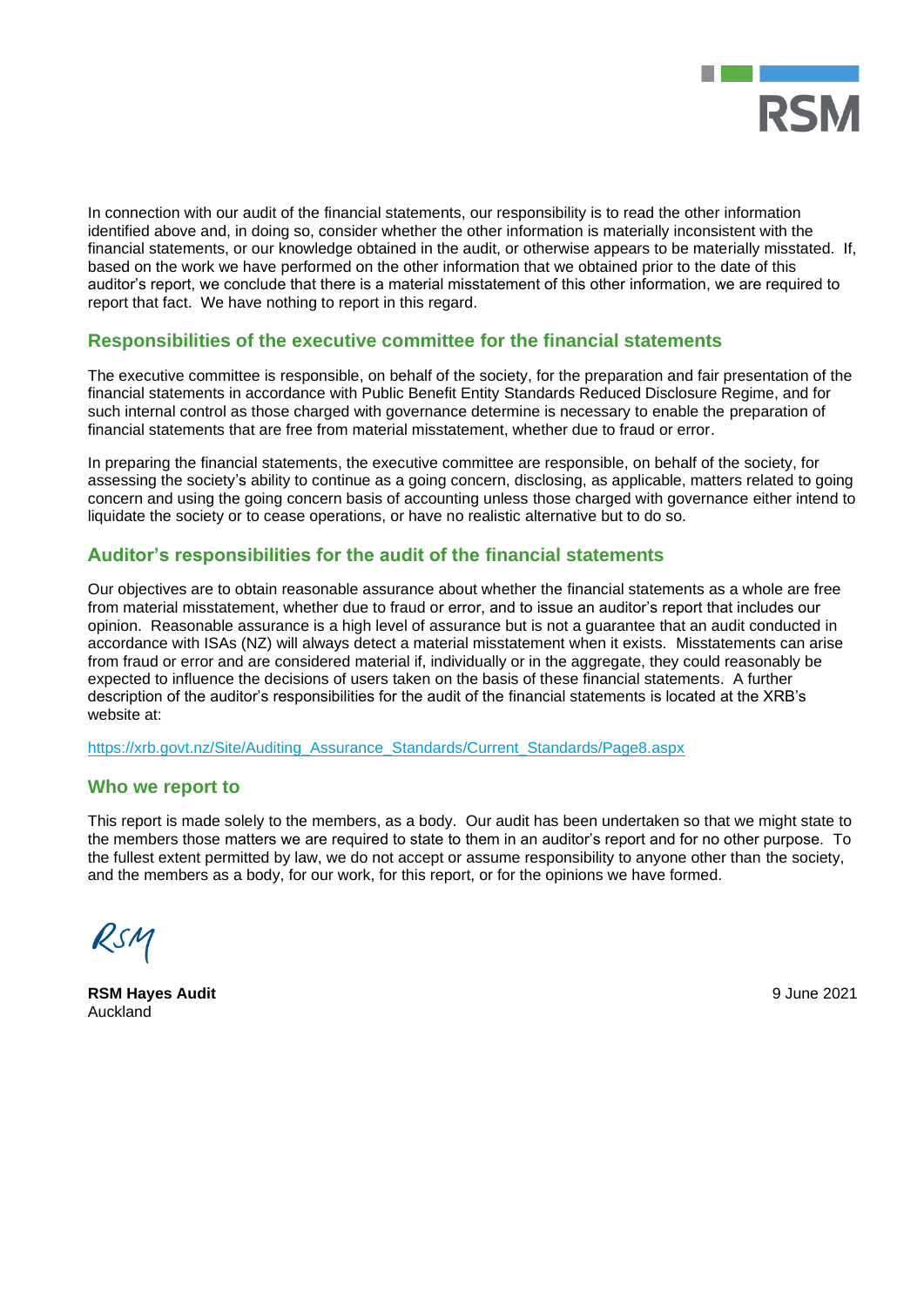In connection with our audit of the financial statements, our responsibility is to read the other information identified above and, in doing so, consider whether the other information is materially inconsistent with the financial statements, or our knowledge obtained in the audit, or otherwise appears to be materially misstated. If, based on the work we have performed on the other information that we obtained prior to the date of this auditor's report, we conclude that there is a material misstatement of this other information, we are required to report that fact. We have nothing to report in this regard.

## Responsibilities of the executive committee for the financial statements

The executive committee is responsible, on behalf of the society, for the preparation and fair presentation of the financial statements in accordance with Public Benefit Entity Standards Reduced Disclosure Regime, and for such internal control as those charged with governance determine is necessary to enable the preparation of financial statements that are free from material misstatement, whether due to fraud or error.

In preparing the financial statements, the executive committee are responsible, on behalf of the society, for assessing the society's ability to continue as a going concern, disclosing, as applicable, matters related to going concern and using the going concern basis of accounting unless those charged with governance either intend to liquidate the society or to cease operations, or have no realistic alternative but to do so.

## Auditor's responsibilities for the audit of the financial statements

Our objectives are to obtain reasonable assurance about whether the financial statements as a whole are free from material misstatement, whether due to fraud or error, and to issue an auditor's report that includes our opinion. Reasonable assurance is a high level of assurance but is not a guarantee that an audit conducted in accordance with ISAs (NZ) will always detect a material misstatement when it exists. Misstatements can arise from fraud or error and are considered material if, individually or in the aggregate, they could reasonably be expected to influence the decisions of users taken on the basis of these financial statements. A further description of the auditor's responsibilities for the audit of the financial statements is located at the XRB's website at:

https://xrb.govt.nz/Site/Auditing_Assurance_Standards/Current_Standards/Page8.aspx

## Who we report to

This report is made solely to the members, as a body. Our audit has been undertaken so that we might state to the members those matters we are required to state to them in an auditor's report and for no other purpose. To the fullest extent permitted by law, we do not accept or assume responsibility to anyone other than the society, and the members as a body, for our work, for this report, or for the opinions we have formed.

RSM

**RSM Hayes Audit**
Auckland

9 June 2021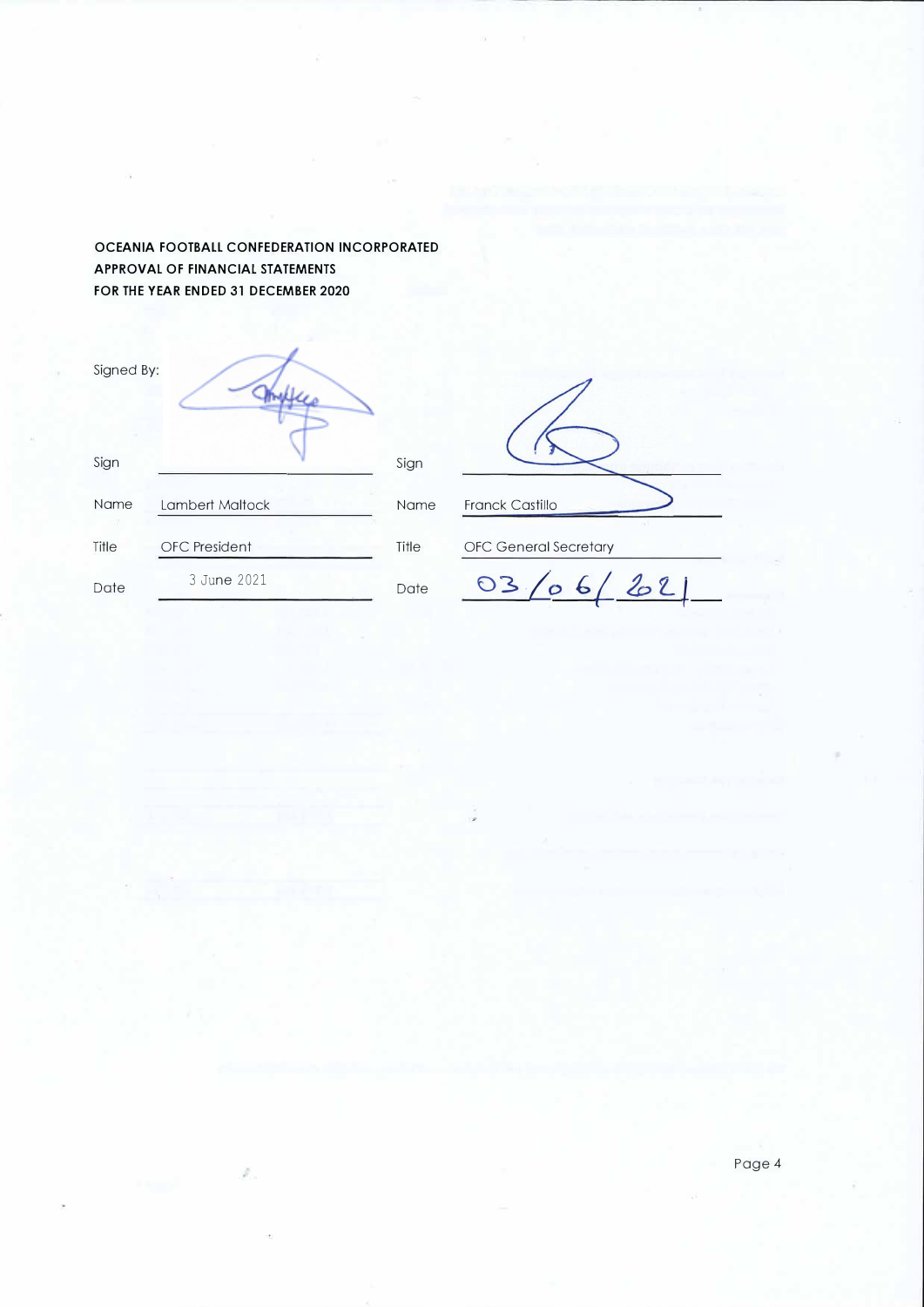**OCEANIA FOOTBALL CONFEDERATION INCORPORATED**
**APPROVAL OF FINANCIAL STATEMENTS**
**FOR THE YEAR ENDED 31 DECEMBER 2020**

Signed By:

| | | | |
|---|---|---|---|
| Sign | | Sign | |
| Name | Lambert Maltock | Name | Franck Castillo |
| Title | OFC President | Title | OFC General Secretary |
| Date | 3 June 2021 | Date | 03/06/2021 |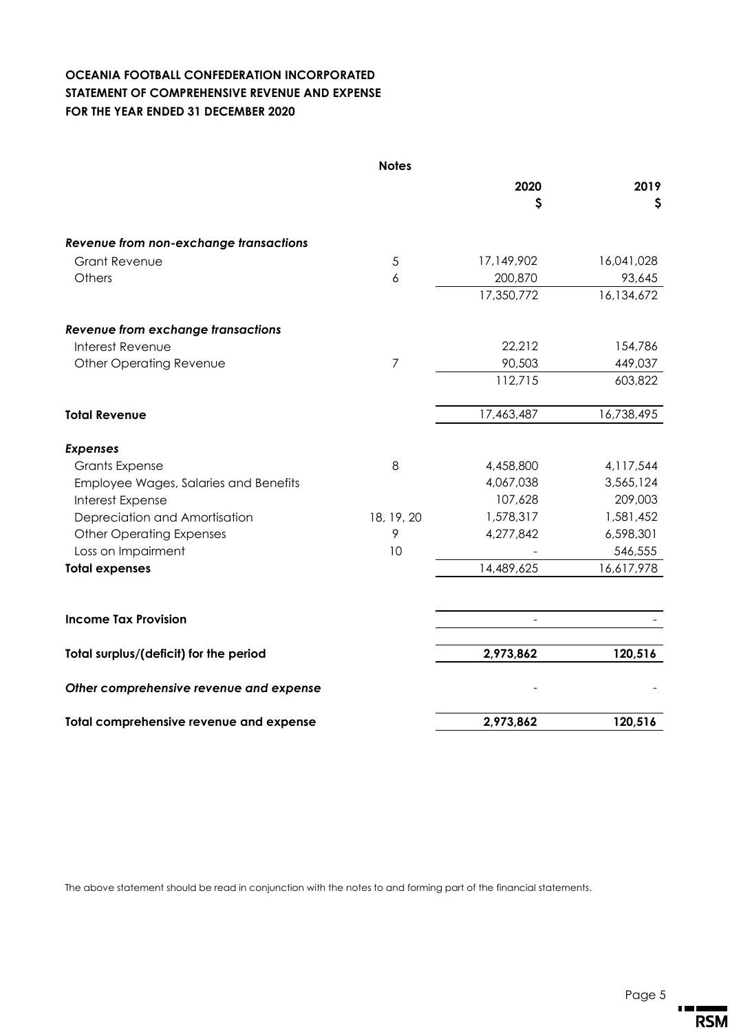**OCEANIA FOOTBALL CONFEDERATION INCORPORATED**
**STATEMENT OF COMPREHENSIVE REVENUE AND EXPENSE**
**FOR THE YEAR ENDED 31 DECEMBER 2020**

| | Notes | 2020<br>$ | 2019<br>$ |
|---|---|---|---|
| ***Revenue from non-exchange transactions*** | | | |
| Grant Revenue | 5 | 17,149,902 | 16,041,028 |
| Others | 6 | 200,870 | 93,645 |
| | | 17,350,772 | 16,134,672 |
| ***Revenue from exchange transactions*** | | | |
| Interest Revenue | | 22,212 | 154,786 |
| Other Operating Revenue | 7 | 90,503 | 449,037 |
| | | 112,715 | 603,822 |
| **Total Revenue** | | 17,463,487 | 16,738,495 |
| ***Expenses*** | | | |
| Grants Expense | 8 | 4,458,800 | 4,117,544 |
| Employee Wages, Salaries and Benefits | | 4,067,038 | 3,565,124 |
| Interest Expense | | 107,628 | 209,003 |
| Depreciation and Amortisation | 18, 19, 20 | 1,578,317 | 1,581,452 |
| Other Operating Expenses | 9 | 4,277,842 | 6,598,301 |
| Loss on Impairment | 10 | - | 546,555 |
| **Total expenses** | | 14,489,625 | 16,617,978 |
| **Income Tax Provision** | | - | - |
| **Total surplus/(deficit) for the period** | | **2,973,862** | **120,516** |
| ***Other comprehensive revenue and expense*** | | - | - |
| **Total comprehensive revenue and expense** | | **2,973,862** | **120,516** |

The above statement should be read in conjunction with the notes to and forming part of the financial statements.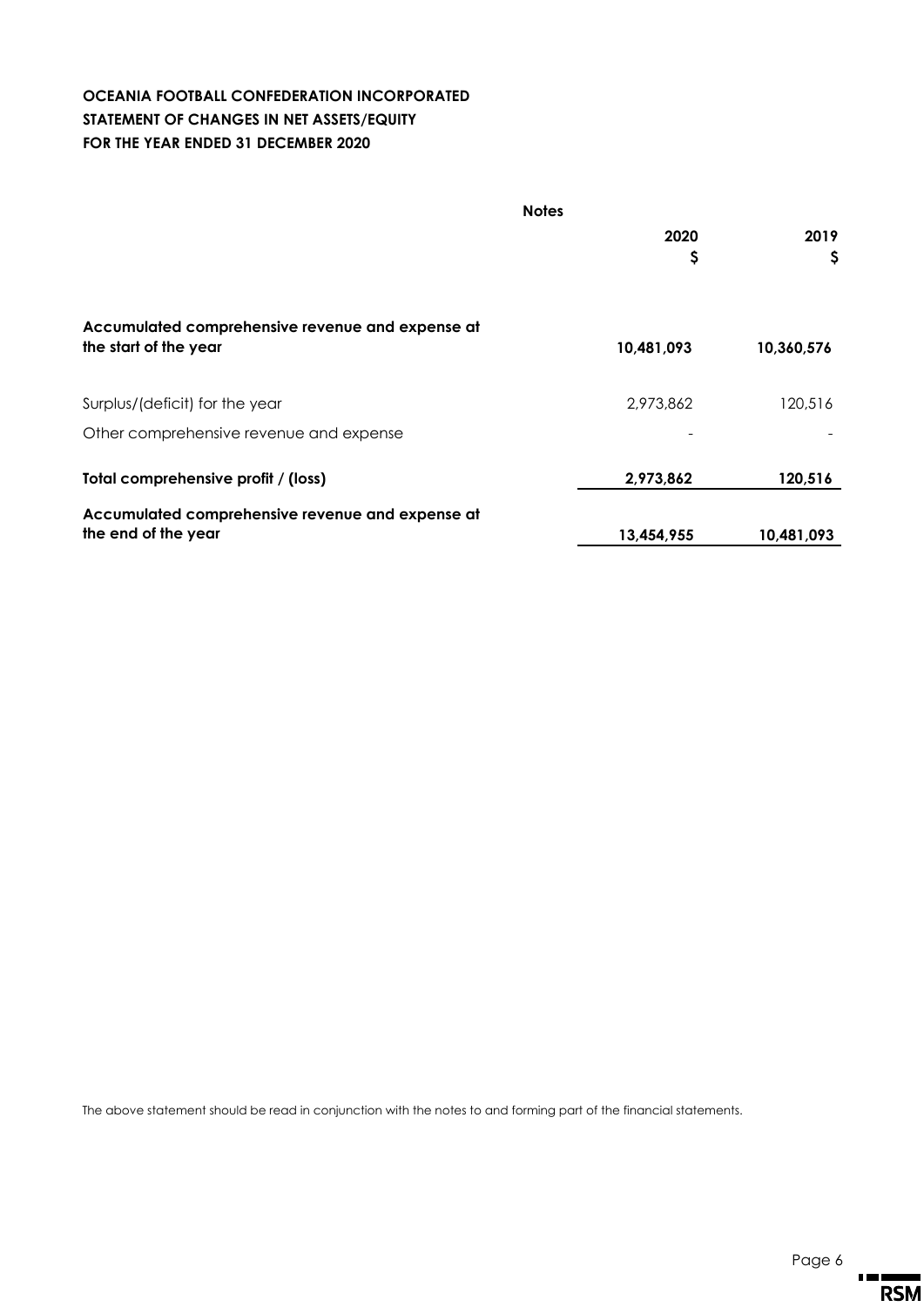**OCEANIA FOOTBALL CONFEDERATION INCORPORATED**
**STATEMENT OF CHANGES IN NET ASSETS/EQUITY**
**FOR THE YEAR ENDED 31 DECEMBER 2020**

| | Notes | 2020<br>$ | 2019<br>$ |
|---|---|---|---|
| **Accumulated comprehensive revenue and expense at the start of the year** | | **10,481,093** | **10,360,576** |
| Surplus/(deficit) for the year | | 2,973,862 | 120,516 |
| Other comprehensive revenue and expense | | - | - |
| **Total comprehensive profit / (loss)** | | **2,973,862** | **120,516** |
| **Accumulated comprehensive revenue and expense at the end of the year** | | **13,454,955** | **10,481,093** |

The above statement should be read in conjunction with the notes to and forming part of the financial statements.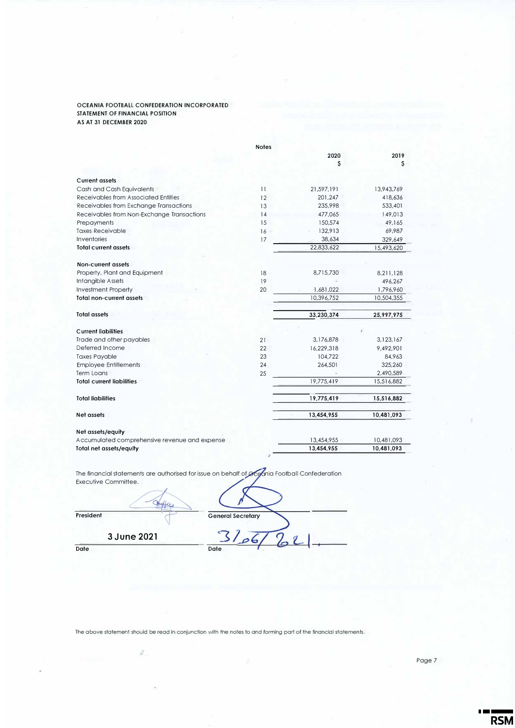**OCEANIA FOOTBALL CONFEDERATION INCORPORATED**
**STATEMENT OF FINANCIAL POSITION**
**AS AT 31 DECEMBER 2020**

| | Notes | 2020 $ | 2019 $ |
|---|---|---|---|
| **Current assets** | | | |
| Cash and Cash Equivalents | 11 | 21,597,191 | 13,943,769 |
| Receivables from Associated Entities | 12 | 201,247 | 418,636 |
| Receivables from Exchange Transactions | 13 | 235,998 | 533,401 |
| Receivables from Non-Exchange Transactions | 14 | 477,065 | 149,013 |
| Prepayments | 15 | 150,574 | 49,165 |
| Taxes Receivable | 16 | 132,913 | 69,987 |
| Inventories | 17 | 38,634 | 329,649 |
| **Total current assets** | | 22,833,622 | 15,493,620 |
| | | | |
| **Non-current assets** | | | |
| Property, Plant and Equipment | 18 | 8,715,730 | 8,211,128 |
| Intangible Assets | 19 | - | 496,267 |
| Investment Property | 20 | 1,681,022 | 1,796,960 |
| **Total non-current assets** | | 10,396,752 | 10,504,355 |
| | | | |
| **Total assets** | | **33,230,374** | **25,997,975** |
| | | | |
| **Current liabilities** | | | |
| Trade and other payables | 21 | 3,176,878 | 3,123,167 |
| Deferred Income | 22 | 16,229,318 | 9,492,901 |
| Taxes Payable | 23 | 104,722 | 84,963 |
| Employee Entitlements | 24 | 264,501 | 325,260 |
| Term Loans | 25 | - | 2,490,589 |
| **Total current liabilities** | | 19,775,419 | 15,516,882 |
| | | | |
| **Total liabilities** | | **19,775,419** | **15,516,882** |
| | | | |
| **Net assets** | | **13,454,955** | **10,481,093** |
| | | | |
| **Net assets/equity** | | | |
| Accumulated comprehensive revenue and expense | | 13,454,955 | 10,481,093 |
| **Total net assets/equity** | | **13,454,955** | **10,481,093** |

The financial statements are authorised for issue on behalf of Oceania Football Confederation Executive Committee.

**President** &nbsp;&nbsp;&nbsp;&nbsp;&nbsp;&nbsp;&nbsp;&nbsp; **General Secretary**

**3 June 2021** &nbsp;&nbsp;&nbsp;&nbsp;&nbsp;&nbsp;&nbsp;&nbsp; 3/06/2021

**Date** &nbsp;&nbsp;&nbsp;&nbsp;&nbsp;&nbsp;&nbsp;&nbsp; **Date**

The above statement should be read in conjunction with the notes to and forming part of the financial statements.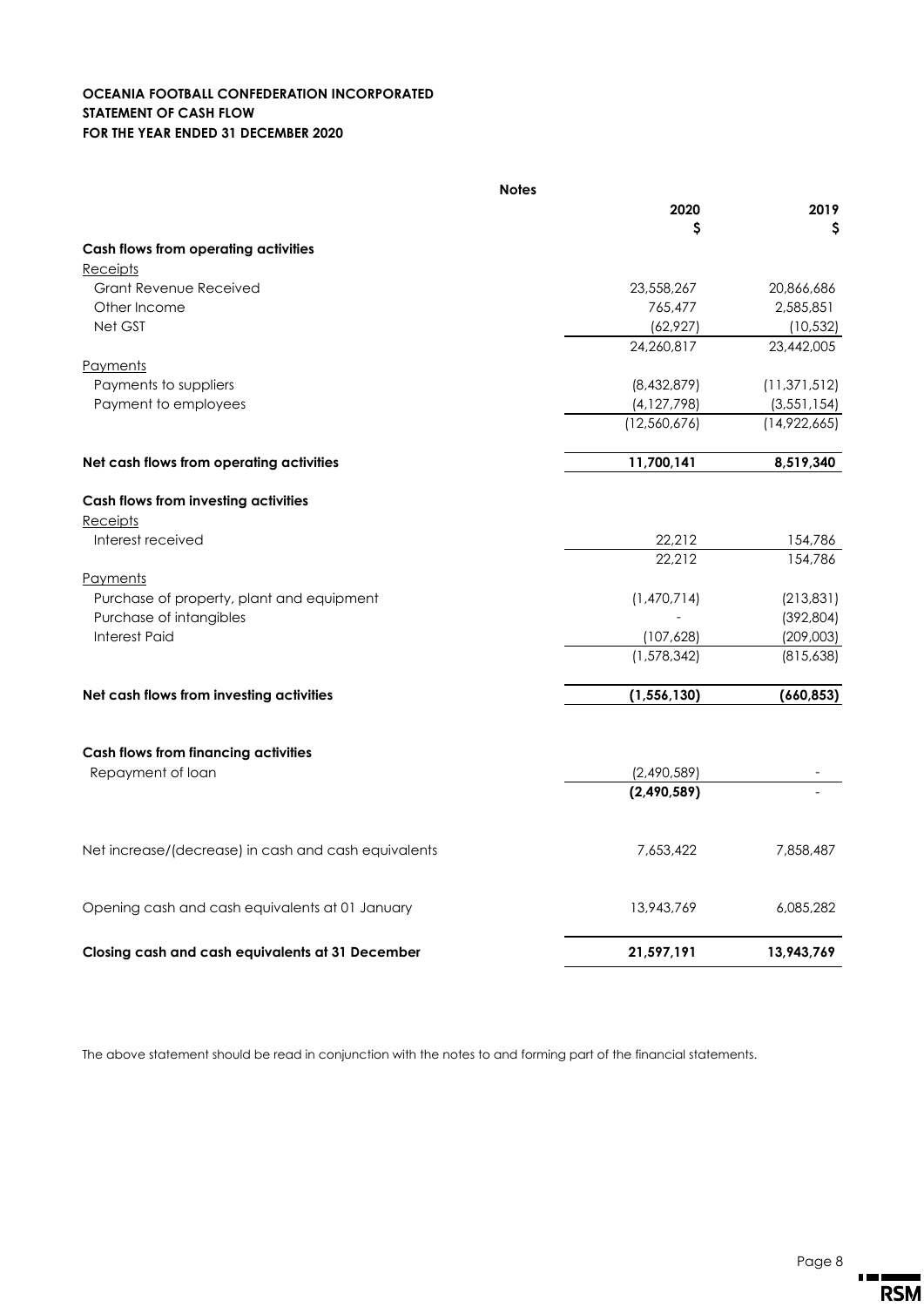**OCEANIA FOOTBALL CONFEDERATION INCORPORATED**
**STATEMENT OF CASH FLOW**
**FOR THE YEAR ENDED 31 DECEMBER 2020**

| | Notes | 2020 $ | 2019 $ |
|---|---|---|---|
| **Cash flows from operating activities** | | | |
| Receipts | | | |
| Grant Revenue Received | | 23,558,267 | 20,866,686 |
| Other Income | | 765,477 | 2,585,851 |
| Net GST | | (62,927) | (10,532) |
| | | 24,260,817 | 23,442,005 |
| Payments | | | |
| Payments to suppliers | | (8,432,879) | (11,371,512) |
| Payment to employees | | (4,127,798) | (3,551,154) |
| | | (12,560,676) | (14,922,665) |
| **Net cash flows from operating activities** | | **11,700,141** | **8,519,340** |
| **Cash flows from investing activities** | | | |
| Receipts | | | |
| Interest received | | 22,212 | 154,786 |
| | | 22,212 | 154,786 |
| Payments | | | |
| Purchase of property, plant and equipment | | (1,470,714) | (213,831) |
| Purchase of intangibles | | - | (392,804) |
| Interest Paid | | (107,628) | (209,003) |
| | | (1,578,342) | (815,638) |
| **Net cash flows from investing activities** | | **(1,556,130)** | **(660,853)** |
| **Cash flows from financing activities** | | | |
| Repayment of loan | | (2,490,589) | - |
| | | **(2,490,589)** | - |
| Net increase/(decrease) in cash and cash equivalents | | 7,653,422 | 7,858,487 |
| Opening cash and cash equivalents at 01 January | | 13,943,769 | 6,085,282 |
| **Closing cash and cash equivalents at 31 December** | | **21,597,191** | **13,943,769** |

The above statement should be read in conjunction with the notes to and forming part of the financial statements.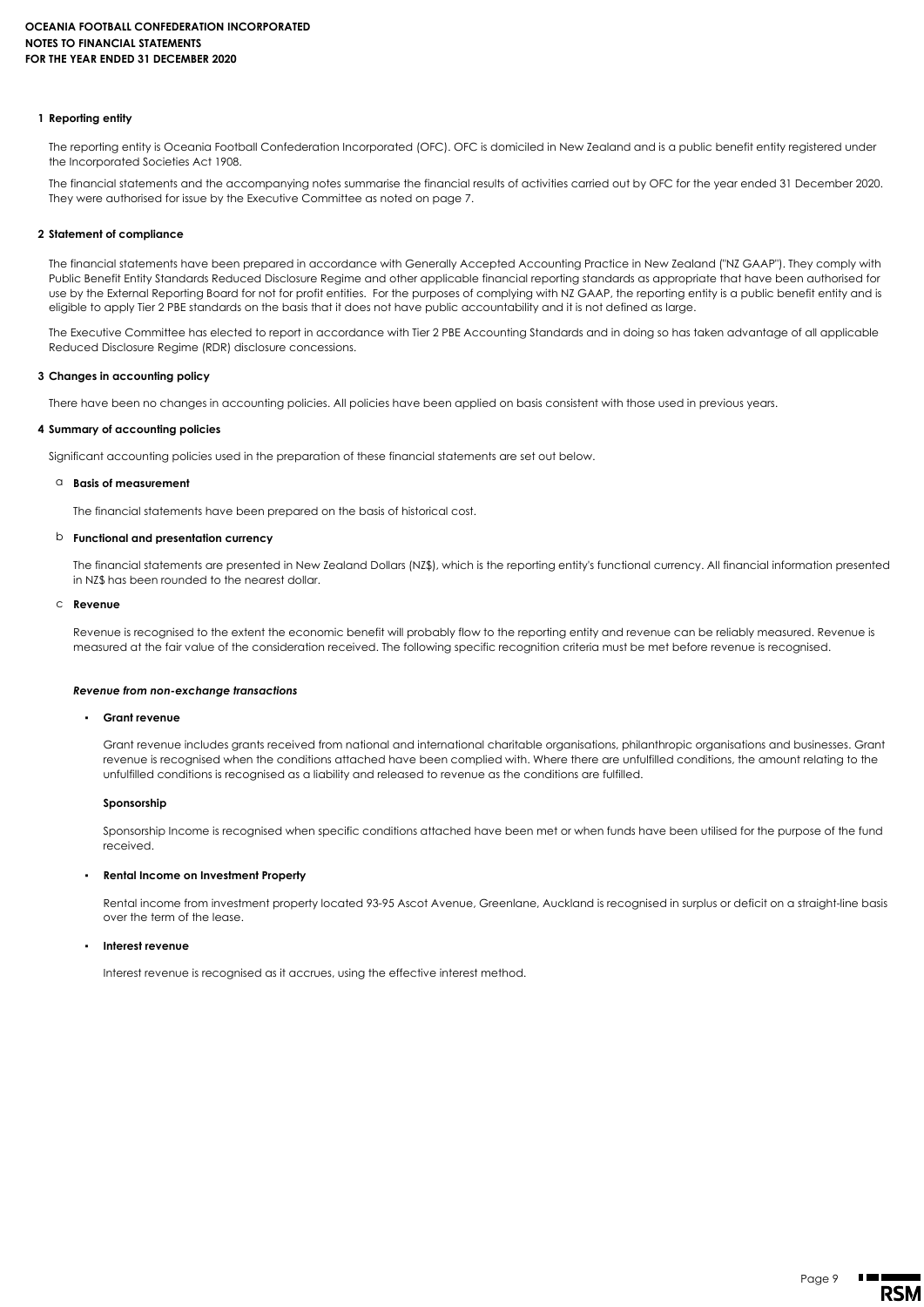## 1 Reporting entity

The reporting entity is Oceania Football Confederation Incorporated (OFC). OFC is domiciled in New Zealand and is a public benefit entity registered under the Incorporated Societies Act 1908.

The financial statements and the accompanying notes summarise the financial results of activities carried out by OFC for the year ended 31 December 2020. They were authorised for issue by the Executive Committee as noted on page 7.

## 2 Statement of compliance

The financial statements have been prepared in accordance with Generally Accepted Accounting Practice in New Zealand ("NZ GAAP"). They comply with Public Benefit Entity Standards Reduced Disclosure Regime and other applicable financial reporting standards as appropriate that have been authorised for use by the External Reporting Board for not for profit entities. For the purposes of complying with NZ GAAP, the reporting entity is a public benefit entity and is eligible to apply Tier 2 PBE standards on the basis that it does not have public accountability and it is not defined as large.

The Executive Committee has elected to report in accordance with Tier 2 PBE Accounting Standards and in doing so has taken advantage of all applicable Reduced Disclosure Regime (RDR) disclosure concessions.

## 3 Changes in accounting policy

There have been no changes in accounting policies. All policies have been applied on basis consistent with those used in previous years.

## 4 Summary of accounting policies

Significant accounting policies used in the preparation of these financial statements are set out below.

### a Basis of measurement

The financial statements have been prepared on the basis of historical cost.

### b Functional and presentation currency

The financial statements are presented in New Zealand Dollars (NZ$), which is the reporting entity's functional currency. All financial information presented in NZ$ has been rounded to the nearest dollar.

### c Revenue

Revenue is recognised to the extent the economic benefit will probably flow to the reporting entity and revenue can be reliably measured. Revenue is measured at the fair value of the consideration received. The following specific recognition criteria must be met before revenue is recognised.

***Revenue from non-exchange transactions***

- **Grant revenue**

  Grant revenue includes grants received from national and international charitable organisations, philanthropic organisations and businesses. Grant revenue is recognised when the conditions attached have been complied with. Where there are unfulfilled conditions, the amount relating to the unfulfilled conditions is recognised as a liability and released to revenue as the conditions are fulfilled.

  **Sponsorship**

  Sponsorship Income is recognised when specific conditions attached have been met or when funds have been utilised for the purpose of the fund received.

- **Rental Income on Investment Property**

  Rental income from investment property located 93-95 Ascot Avenue, Greenlane, Auckland is recognised in surplus or deficit on a straight-line basis over the term of the lease.

- **Interest revenue**

  Interest revenue is recognised as it accrues, using the effective interest method.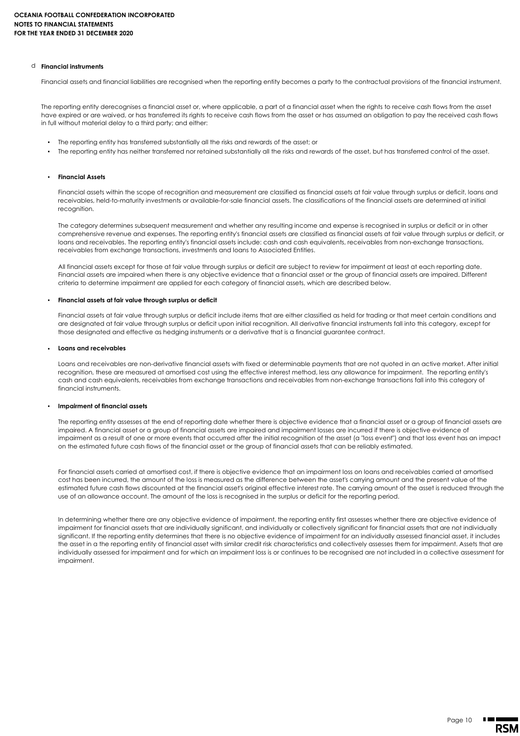d **Financial instruments**

Financial assets and financial liabilities are recognised when the reporting entity becomes a party to the contractual provisions of the financial instrument.

The reporting entity derecognises a financial asset or, where applicable, a part of a financial asset when the rights to receive cash flows from the asset have expired or are waived, or has transferred its rights to receive cash flows from the asset or has assumed an obligation to pay the received cash flows in full without material delay to a third party; and either:

- The reporting entity has transferred substantially all the risks and rewards of the asset; or
- The reporting entity has neither transferred nor retained substantially all the risks and rewards of the asset, but has transferred control of the asset.

- **Financial Assets**

Financial assets within the scope of recognition and measurement are classified as financial assets at fair value through surplus or deficit, loans and receivables, held-to-maturity investments or available-for-sale financial assets. The classifications of the financial assets are determined at initial recognition.

The category determines subsequent measurement and whether any resulting income and expense is recognised in surplus or deficit or in other comprehensive revenue and expenses. The reporting entity's financial assets are classified as financial assets at fair value through surplus or deficit, or loans and receivables. The reporting entity's financial assets include: cash and cash equivalents, receivables from non-exchange transactions, receivables from exchange transactions, investments and loans to Associated Entities.

All financial assets except for those at fair value through surplus or deficit are subject to review for impairment at least at each reporting date. Financial assets are impaired when there is any objective evidence that a financial asset or the group of financial assets are impaired. Different criteria to determine impairment are applied for each category of financial assets, which are described below.

- **Financial assets at fair value through surplus or deficit**

Financial assets at fair value through surplus or deficit include items that are either classified as held for trading or that meet certain conditions and are designated at fair value through surplus or deficit upon initial recognition. All derivative financial instruments fall into this category, except for those designated and effective as hedging instruments or a derivative that is a financial guarantee contract.

- **Loans and receivables**

Loans and receivables are non-derivative financial assets with fixed or determinable payments that are not quoted in an active market. After initial recognition, these are measured at amortised cost using the effective interest method, less any allowance for impairment. The reporting entity's cash and cash equivalents, receivables from exchange transactions and receivables from non-exchange transactions fall into this category of financial instruments.

- **Impairment of financial assets**

The reporting entity assesses at the end of reporting date whether there is objective evidence that a financial asset or a group of financial assets are impaired. A financial asset or a group of financial assets are impaired and impairment losses are incurred if there is objective evidence of impairment as a result of one or more events that occurred after the initial recognition of the asset (a "loss event") and that loss event has an impact on the estimated future cash flows of the financial asset or the group of financial assets that can be reliably estimated.

For financial assets carried at amortised cost, if there is objective evidence that an impairment loss on loans and receivables carried at amortised cost has been incurred, the amount of the loss is measured as the difference between the asset's carrying amount and the present value of the estimated future cash flows discounted at the financial asset's original effective interest rate. The carrying amount of the asset is reduced through the use of an allowance account. The amount of the loss is recognised in the surplus or deficit for the reporting period.

In determining whether there are any objective evidence of impairment, the reporting entity first assesses whether there are objective evidence of impairment for financial assets that are individually significant, and individually or collectively significant for financial assets that are not individually significant. If the reporting entity determines that there is no objective evidence of impairment for an individually assessed financial asset, it includes the asset in a the reporting entity of financial asset with similar credit risk characteristics and collectively assesses them for impairment. Assets that are individually assessed for impairment and for which an impairment loss is or continues to be recognised are not included in a collective assessment for impairment.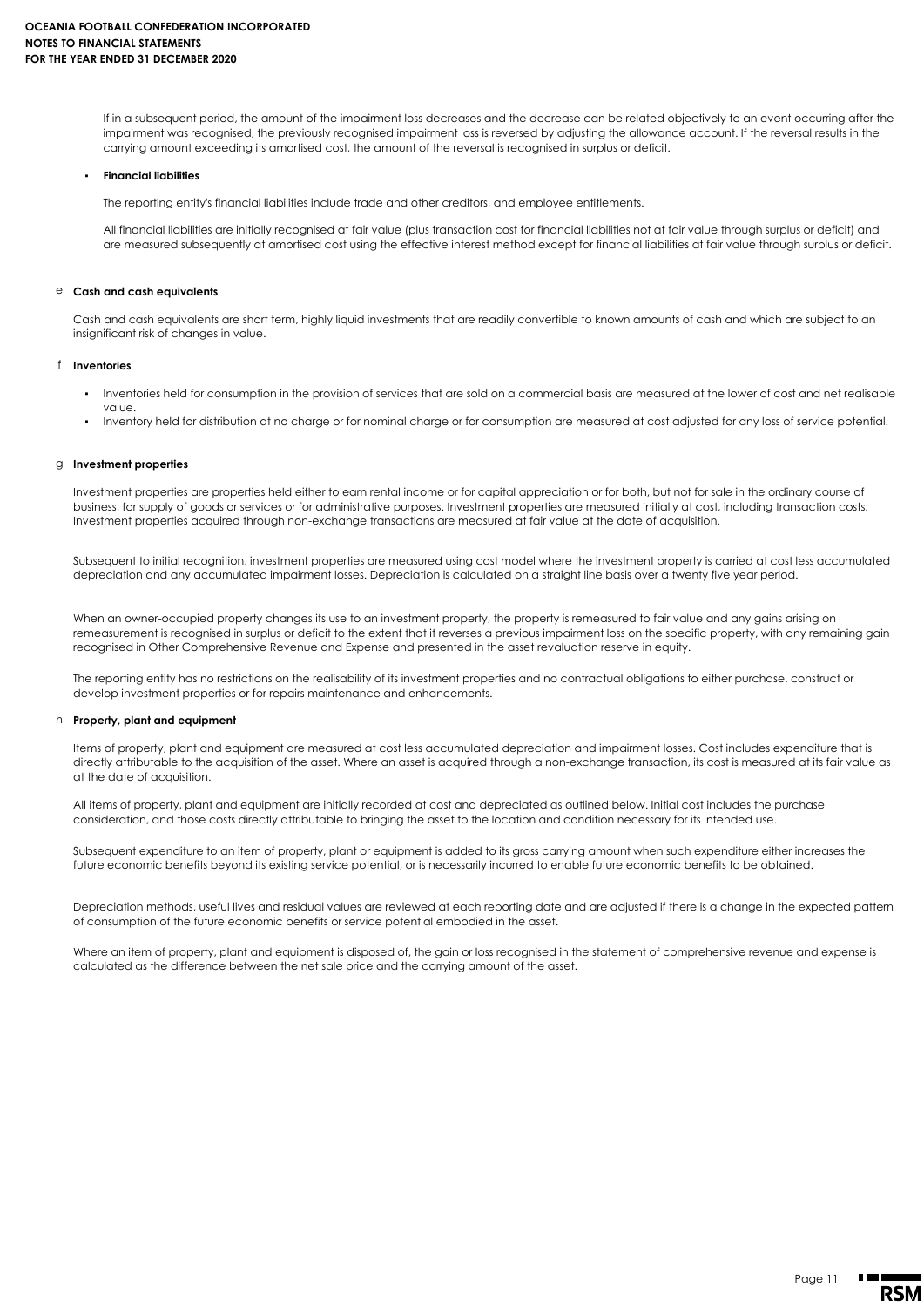If in a subsequent period, the amount of the impairment loss decreases and the decrease can be related objectively to an event occurring after the impairment was recognised, the previously recognised impairment loss is reversed by adjusting the allowance account. If the reversal results in the carrying amount exceeding its amortised cost, the amount of the reversal is recognised in surplus or deficit.

- **Financial liabilities**

The reporting entity's financial liabilities include trade and other creditors, and employee entitlements.

All financial liabilities are initially recognised at fair value (plus transaction cost for financial liabilities not at fair value through surplus or deficit) and are measured subsequently at amortised cost using the effective interest method except for financial liabilities at fair value through surplus or deficit.

### e Cash and cash equivalents

Cash and cash equivalents are short term, highly liquid investments that are readily convertible to known amounts of cash and which are subject to an insignificant risk of changes in value.

### f Inventories

- Inventories held for consumption in the provision of services that are sold on a commercial basis are measured at the lower of cost and net realisable value.
- Inventory held for distribution at no charge or for nominal charge or for consumption are measured at cost adjusted for any loss of service potential.

### g Investment properties

Investment properties are properties held either to earn rental income or for capital appreciation or for both, but not for sale in the ordinary course of business, for supply of goods or services or for administrative purposes. Investment properties are measured initially at cost, including transaction costs. Investment properties acquired through non-exchange transactions are measured at fair value at the date of acquisition.

Subsequent to initial recognition, investment properties are measured using cost model where the investment property is carried at cost less accumulated depreciation and any accumulated impairment losses. Depreciation is calculated on a straight line basis over a twenty five year period.

When an owner-occupied property changes its use to an investment property, the property is remeasured to fair value and any gains arising on remeasurement is recognised in surplus or deficit to the extent that it reverses a previous impairment loss on the specific property, with any remaining gain recognised in Other Comprehensive Revenue and Expense and presented in the asset revaluation reserve in equity.

The reporting entity has no restrictions on the realisability of its investment properties and no contractual obligations to either purchase, construct or develop investment properties or for repairs maintenance and enhancements.

### h Property, plant and equipment

Items of property, plant and equipment are measured at cost less accumulated depreciation and impairment losses. Cost includes expenditure that is directly attributable to the acquisition of the asset. Where an asset is acquired through a non-exchange transaction, its cost is measured at its fair value as at the date of acquisition.

All items of property, plant and equipment are initially recorded at cost and depreciated as outlined below. Initial cost includes the purchase consideration, and those costs directly attributable to bringing the asset to the location and condition necessary for its intended use.

Subsequent expenditure to an item of property, plant or equipment is added to its gross carrying amount when such expenditure either increases the future economic benefits beyond its existing service potential, or is necessarily incurred to enable future economic benefits to be obtained.

Depreciation methods, useful lives and residual values are reviewed at each reporting date and are adjusted if there is a change in the expected pattern of consumption of the future economic benefits or service potential embodied in the asset.

Where an item of property, plant and equipment is disposed of, the gain or loss recognised in the statement of comprehensive revenue and expense is calculated as the difference between the net sale price and the carrying amount of the asset.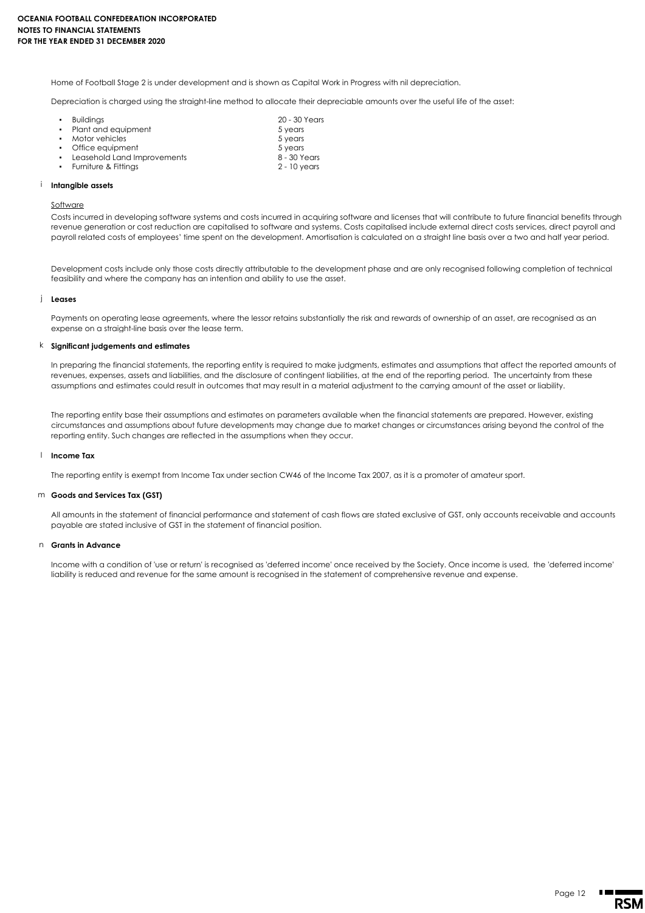Home of Football Stage 2 is under development and is shown as Capital Work in Progress with nil depreciation.

Depreciation is charged using the straight-line method to allocate their depreciable amounts over the useful life of the asset:

| Asset | Useful life |
|---|---|
| Buildings | 20 - 30 Years |
| Plant and equipment | 5 years |
| Motor vehicles | 5 years |
| Office equipment | 5 years |
| Leasehold Land Improvements | 8 - 30 Years |
| Furniture & Fittings | 2 - 10 years |

### i Intangible assets

Software

Costs incurred in developing software systems and costs incurred in acquiring software and licenses that will contribute to future financial benefits through revenue generation or cost reduction are capitalised to software and systems. Costs capitalised include external direct costs services, direct payroll and payroll related costs of employees' time spent on the development. Amortisation is calculated on a straight line basis over a two and half year period.

Development costs include only those costs directly attributable to the development phase and are only recognised following completion of technical feasibility and where the company has an intention and ability to use the asset.

### j Leases

Payments on operating lease agreements, where the lessor retains substantially the risk and rewards of ownership of an asset, are recognised as an expense on a straight-line basis over the lease term.

### k Significant judgements and estimates

In preparing the financial statements, the reporting entity is required to make judgments, estimates and assumptions that affect the reported amounts of revenues, expenses, assets and liabilities, and the disclosure of contingent liabilities, at the end of the reporting period. The uncertainty from these assumptions and estimates could result in outcomes that may result in a material adjustment to the carrying amount of the asset or liability.

The reporting entity base their assumptions and estimates on parameters available when the financial statements are prepared. However, existing circumstances and assumptions about future developments may change due to market changes or circumstances arising beyond the control of the reporting entity. Such changes are reflected in the assumptions when they occur.

### l Income Tax

The reporting entity is exempt from Income Tax under section CW46 of the Income Tax 2007, as it is a promoter of amateur sport.

### m Goods and Services Tax (GST)

All amounts in the statement of financial performance and statement of cash flows are stated exclusive of GST, only accounts receivable and accounts payable are stated inclusive of GST in the statement of financial position.

### n Grants in Advance

Income with a condition of 'use or return' is recognised as 'deferred income' once received by the Society. Once income is used, the 'deferred income' liability is reduced and revenue for the same amount is recognised in the statement of comprehensive revenue and expense.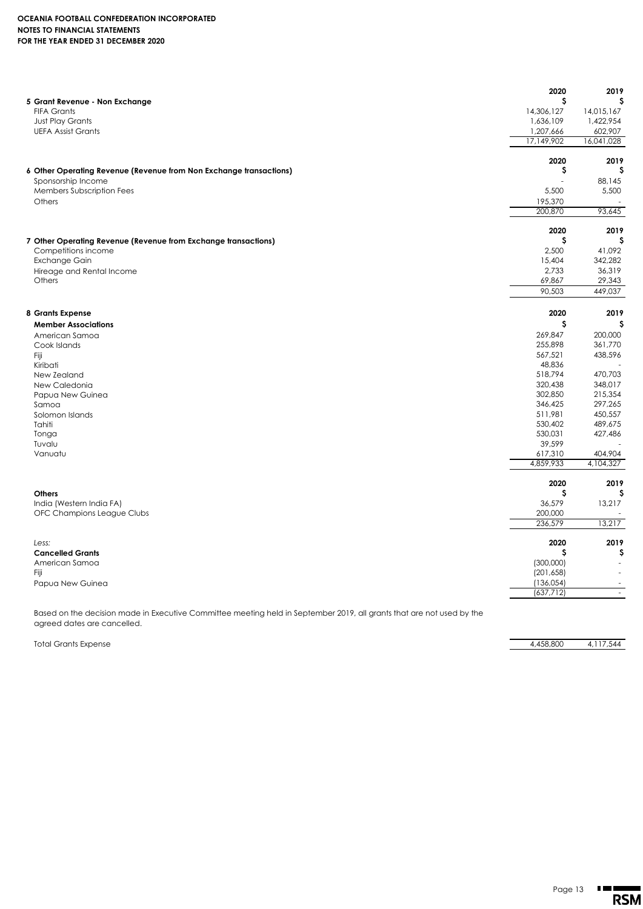**OCEANIA FOOTBALL CONFEDERATION INCORPORATED**
**NOTES TO FINANCIAL STATEMENTS**
**FOR THE YEAR ENDED 31 DECEMBER 2020**

## 5 Grant Revenue - Non Exchange

| | 2020 | 2019 |
|---|---|---|
| | $ | $ |
| FIFA Grants | 14,306,127 | 14,015,167 |
| Just Play Grants | 1,636,109 | 1,422,954 |
| UEFA Assist Grants | 1,207,666 | 602,907 |
| | 17,149,902 | 16,041,028 |

## 6 Other Operating Revenue (Revenue from Non Exchange transactions)

| | 2020 | 2019 |
|---|---|---|
| | $ | $ |
| Sponsorship Income | - | 88,145 |
| Members Subscription Fees | 5,500 | 5,500 |
| Others | 195,370 | - |
| | 200,870 | 93,645 |

## 7 Other Operating Revenue (Revenue from Exchange transactions)

| | 2020 | 2019 |
|---|---|---|
| | $ | $ |
| Competitions income | 2,500 | 41,092 |
| Exchange Gain | 15,404 | 342,282 |
| Hireage and Rental Income | 2,733 | 36,319 |
| Others | 69,867 | 29,343 |
| | 90,503 | 449,037 |

## 8 Grants Expense

| **Member Associations** | 2020 | 2019 |
|---|---|---|
| | $ | $ |
| American Samoa | 269,847 | 200,000 |
| Cook Islands | 255,898 | 361,770 |
| Fiji | 567,521 | 438,596 |
| Kiribati | 48,836 | - |
| New Zealand | 518,794 | 470,703 |
| New Caledonia | 320,438 | 348,017 |
| Papua New Guinea | 302,850 | 215,354 |
| Samoa | 346,425 | 297,265 |
| Solomon Islands | 511,981 | 450,557 |
| Tahiti | 530,402 | 489,675 |
| Tonga | 530,031 | 427,486 |
| Tuvalu | 39,599 | - |
| Vanuatu | 617,310 | 404,904 |
| | 4,859,933 | 4,104,327 |

| **Others** | 2020 | 2019 |
|---|---|---|
| | $ | $ |
| India (Western India FA) | 36,579 | 13,217 |
| OFC Champions League Clubs | 200,000 | - |
| | 236,579 | 13,217 |

| *Less:* **Cancelled Grants** | 2020 | 2019 |
|---|---|---|
| | $ | $ |
| American Samoa | (300,000) | - |
| Fiji | (201,658) | - |
| Papua New Guinea | (136,054) | - |
| | (637,712) | - |

Based on the decision made in Executive Committee meeting held in September 2019, all grants that are not used by the agreed dates are cancelled.

| | 2020 | 2019 |
|---|---|---|
| Total Grants Expense | 4,458,800 | 4,117,544 |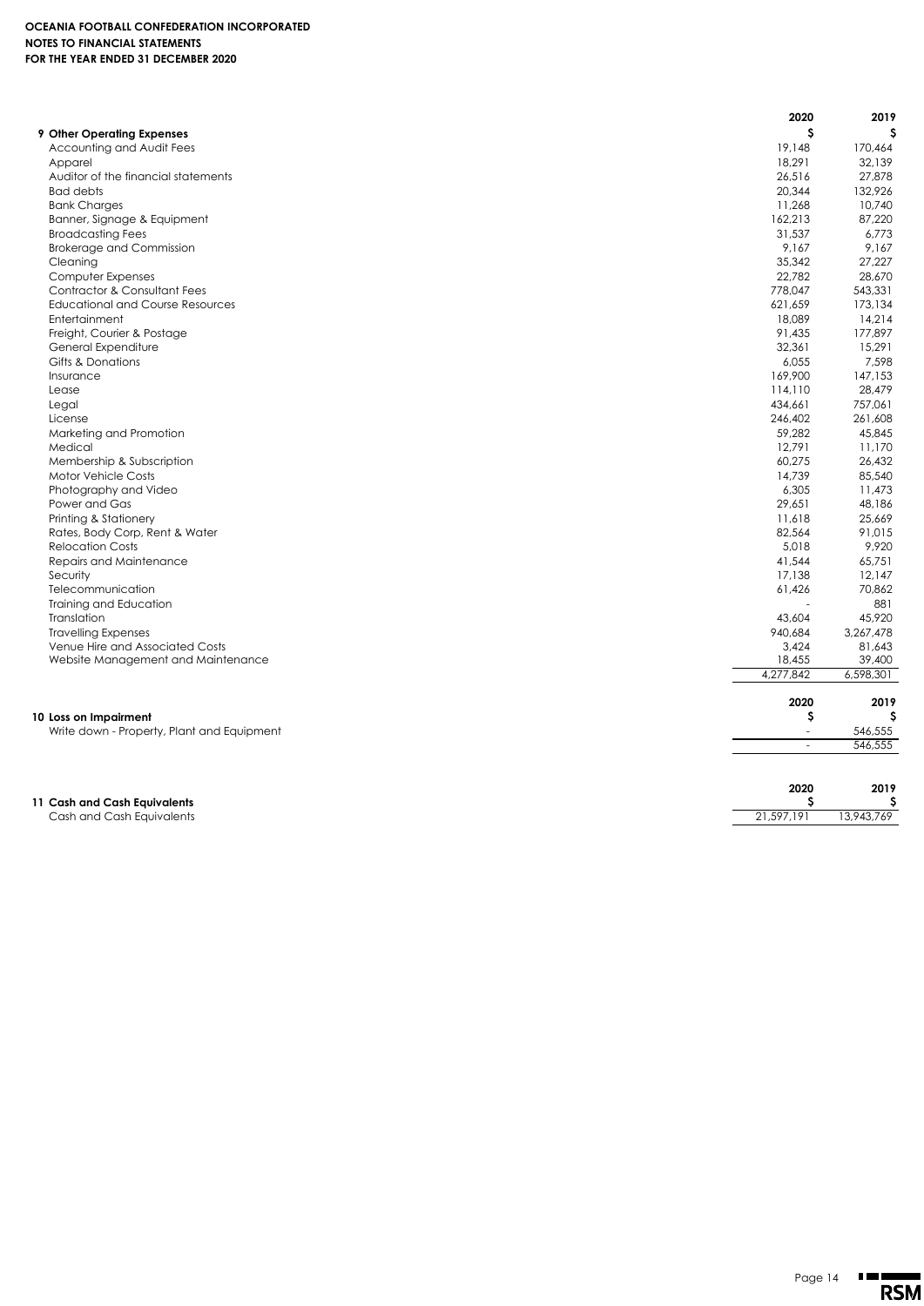**OCEANIA FOOTBALL CONFEDERATION INCORPORATED**
**NOTES TO FINANCIAL STATEMENTS**
**FOR THE YEAR ENDED 31 DECEMBER 2020**

| | 2020 | 2019 |
|---|---|---|
| **9 Other Operating Expenses** | **$** | **$** |
| Accounting and Audit Fees | 19,148 | 170,464 |
| Apparel | 18,291 | 32,139 |
| Auditor of the financial statements | 26,516 | 27,878 |
| Bad debts | 20,344 | 132,926 |
| Bank Charges | 11,268 | 10,740 |
| Banner, Signage & Equipment | 162,213 | 87,220 |
| Broadcasting Fees | 31,537 | 6,773 |
| Brokerage and Commission | 9,167 | 9,167 |
| Cleaning | 35,342 | 27,227 |
| Computer Expenses | 22,782 | 28,670 |
| Contractor & Consultant Fees | 778,047 | 543,331 |
| Educational and Course Resources | 621,659 | 173,134 |
| Entertainment | 18,089 | 14,214 |
| Freight, Courier & Postage | 91,435 | 177,897 |
| General Expenditure | 32,361 | 15,291 |
| Gifts & Donations | 6,055 | 7,598 |
| Insurance | 169,900 | 147,153 |
| Lease | 114,110 | 28,479 |
| Legal | 434,661 | 757,061 |
| License | 246,402 | 261,608 |
| Marketing and Promotion | 59,282 | 45,845 |
| Medical | 12,791 | 11,170 |
| Membership & Subscription | 60,275 | 26,432 |
| Motor Vehicle Costs | 14,739 | 85,540 |
| Photography and Video | 6,305 | 11,473 |
| Power and Gas | 29,651 | 48,186 |
| Printing & Stationery | 11,618 | 25,669 |
| Rates, Body Corp, Rent & Water | 82,564 | 91,015 |
| Relocation Costs | 5,018 | 9,920 |
| Repairs and Maintenance | 41,544 | 65,751 |
| Security | 17,138 | 12,147 |
| Telecommunication | 61,426 | 70,862 |
| Training and Education | - | 881 |
| Translation | 43,604 | 45,920 |
| Travelling Expenses | 940,684 | 3,267,478 |
| Venue Hire and Associated Costs | 3,424 | 81,643 |
| Website Management and Maintenance | 18,455 | 39,400 |
| | 4,277,842 | 6,598,301 |

| | 2020 | 2019 |
|---|---|---|
| **10 Loss on Impairment** | **$** | **$** |
| Write down - Property, Plant and Equipment | - | 546,555 |
| | - | 546,555 |

| | 2020 | 2019 |
|---|---|---|
| **11 Cash and Cash Equivalents** | **$** | **$** |
| Cash and Cash Equivalents | 21,597,191 | 13,943,769 |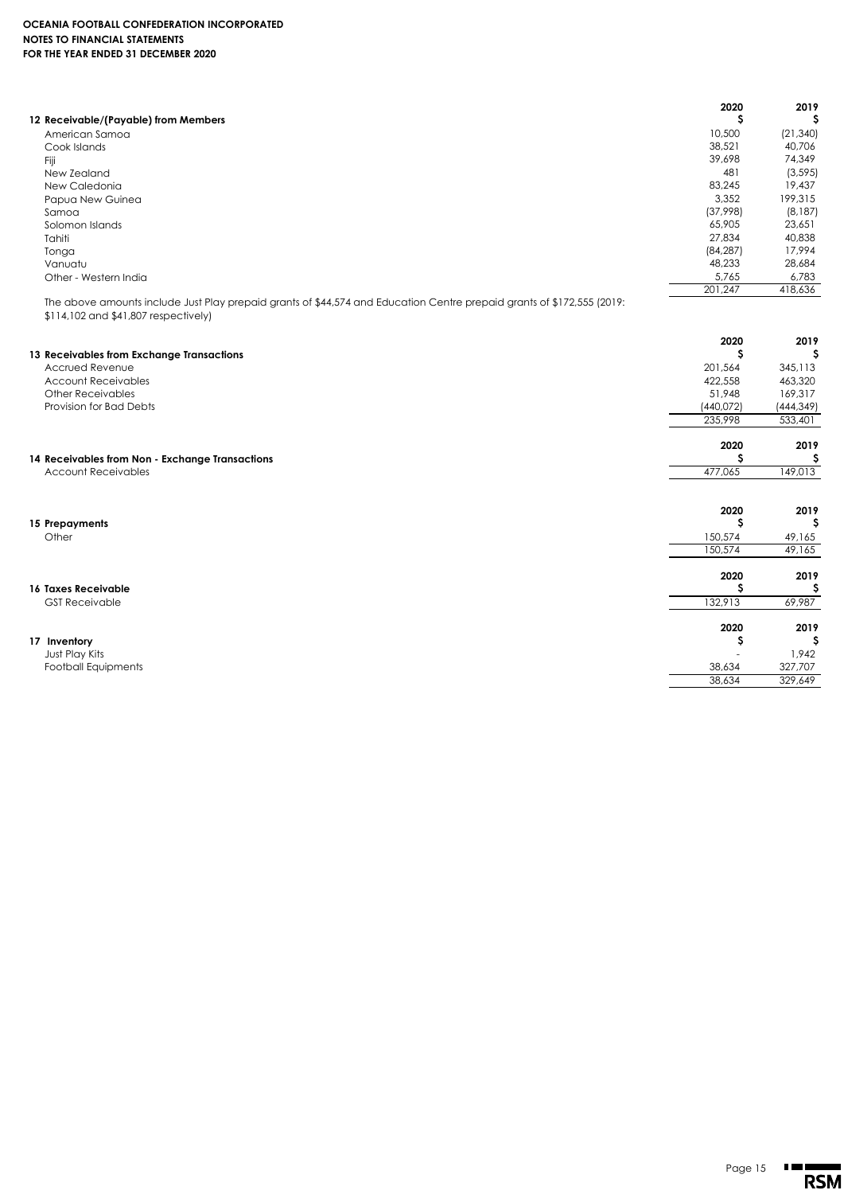**OCEANIA FOOTBALL CONFEDERATION INCORPORATED**
**NOTES TO FINANCIAL STATEMENTS**
**FOR THE YEAR ENDED 31 DECEMBER 2020**

| **12 Receivable/(Payable) from Members** | **2020** **$** | **2019** **$** |
|---|---|---|
| American Samoa | 10,500 | (21,340) |
| Cook Islands | 38,521 | 40,706 |
| Fiji | 39,698 | 74,349 |
| New Zealand | 481 | (3,595) |
| New Caledonia | 83,245 | 19,437 |
| Papua New Guinea | 3,352 | 199,315 |
| Samoa | (37,998) | (8,187) |
| Solomon Islands | 65,905 | 23,651 |
| Tahiti | 27,834 | 40,838 |
| Tonga | (84,287) | 17,994 |
| Vanuatu | 48,233 | 28,684 |
| Other - Western India | 5,765 | 6,783 |
| | 201,247 | 418,636 |

The above amounts include Just Play prepaid grants of $44,574 and Education Centre prepaid grants of $172,555 (2019: $114,102 and $41,807 respectively)

| **13 Receivables from Exchange Transactions** | **2020** **$** | **2019** **$** |
|---|---|---|
| Accrued Revenue | 201,564 | 345,113 |
| Account Receivables | 422,558 | 463,320 |
| Other Receivables | 51,948 | 169,317 |
| Provision for Bad Debts | (440,072) | (444,349) |
| | 235,998 | 533,401 |

| **14 Receivables from Non - Exchange Transactions** | **2020** **$** | **2019** **$** |
|---|---|---|
| Account Receivables | 477,065 | 149,013 |

| **15 Prepayments** | **2020** **$** | **2019** **$** |
|---|---|---|
| Other | 150,574 | 49,165 |
| | 150,574 | 49,165 |

| **16 Taxes Receivable** | **2020** **$** | **2019** **$** |
|---|---|---|
| GST Receivable | 132,913 | 69,987 |

| **17 Inventory** | **2020** **$** | **2019** **$** |
|---|---|---|
| Just Play Kits | - | 1,942 |
| Football Equipments | 38,634 | 327,707 |
| | 38,634 | 329,649 |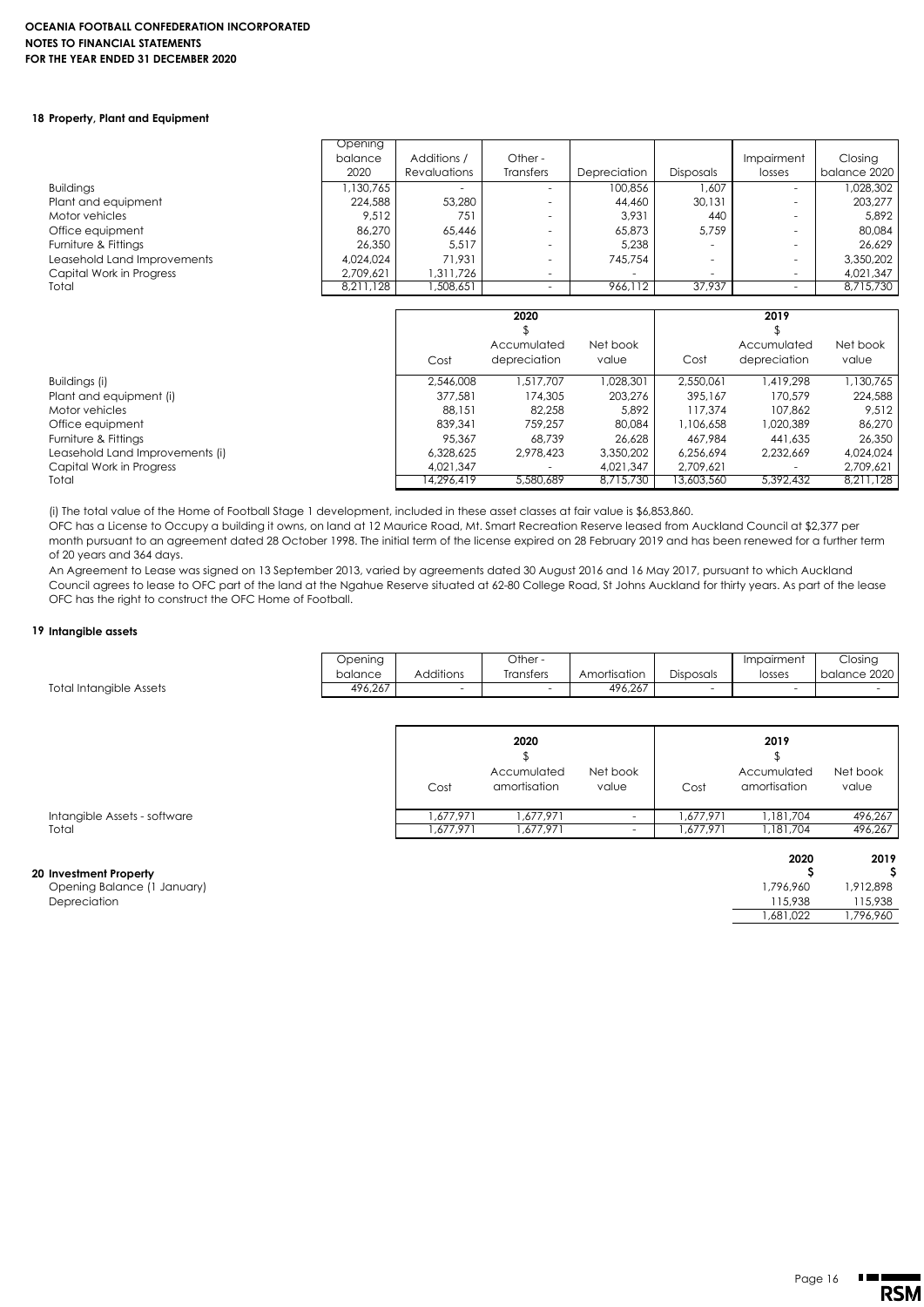**OCEANIA FOOTBALL CONFEDERATION INCORPORATED**
**NOTES TO FINANCIAL STATEMENTS**
**FOR THE YEAR ENDED 31 DECEMBER 2020**

## 18 Property, Plant and Equipment

| | Opening balance 2020 | Additions / Revaluations | Other - Transfers | Depreciation | Disposals | Impairment losses | Closing balance 2020 |
|---|---|---|---|---|---|---|---|
| Buildings | 1,130,765 | - | - | 100,856 | 1,607 | - | 1,028,302 |
| Plant and equipment | 224,588 | 53,280 | - | 44,460 | 30,131 | - | 203,277 |
| Motor vehicles | 9,512 | 751 | - | 3,931 | 440 | - | 5,892 |
| Office equipment | 86,270 | 65,446 | - | 65,873 | 5,759 | - | 80,084 |
| Furniture & Fittings | 26,350 | 5,517 | - | 5,238 | - | - | 26,629 |
| Leasehold Land Improvements | 4,024,024 | 71,931 | - | 745,754 | - | - | 3,350,202 |
| Capital Work in Progress | 2,709,621 | 1,311,726 | - | - | - | - | 4,021,347 |
| Total | 8,211,128 | 1,508,651 | - | 966,112 | 37,937 | - | 8,715,730 |

| | 2020 | | | 2019 | | |
|---|---|---|---|---|---|---|
| | $ | | | $ | | |
| | Cost | Accumulated depreciation | Net book value | Cost | Accumulated depreciation | Net book value |
| Buildings (i) | 2,546,008 | 1,517,707 | 1,028,301 | 2,550,061 | 1,419,298 | 1,130,765 |
| Plant and equipment (i) | 377,581 | 174,305 | 203,276 | 395,167 | 170,579 | 224,588 |
| Motor vehicles | 88,151 | 82,258 | 5,892 | 117,374 | 107,862 | 9,512 |
| Office equipment | 839,341 | 759,257 | 80,084 | 1,106,658 | 1,020,389 | 86,270 |
| Furniture & Fittings | 95,367 | 68,739 | 26,628 | 467,984 | 441,635 | 26,350 |
| Leasehold Land Improvements (i) | 6,328,625 | 2,978,423 | 3,350,202 | 6,256,694 | 2,232,669 | 4,024,024 |
| Capital Work in Progress | 4,021,347 | - | 4,021,347 | 2,709,621 | - | 2,709,621 |
| Total | 14,296,419 | 5,580,689 | 8,715,730 | 13,603,560 | 5,392,432 | 8,211,128 |

(i) The total value of the Home of Football Stage 1 development, included in these asset classes at fair value is $6,853,860.

OFC has a License to Occupy a building it owns, on land at 12 Maurice Road, Mt. Smart Recreation Reserve leased from Auckland Council at $2,377 per month pursuant to an agreement dated 28 October 1998. The initial term of the license expired on 28 February 2019 and has been renewed for a further term of 20 years and 364 days.

An Agreement to Lease was signed on 13 September 2013, varied by agreements dated 30 August 2016 and 16 May 2017, pursuant to which Auckland Council agrees to lease to OFC part of the land at the Ngahue Reserve situated at 62-80 College Road, St Johns Auckland for thirty years. As part of the lease OFC has the right to construct the OFC Home of Football.

## 19 Intangible assets

| | Opening balance | Additions | Other - Transfers | Amortisation | Disposals | Impairment losses | Closing balance 2020 |
|---|---|---|---|---|---|---|---|
| Total Intangible Assets | 496,267 | - | - | 496,267 | - | - | - |

| | 2020 | | | 2019 | | |
|---|---|---|---|---|---|---|
| | $ | | | $ | | |
| | Cost | Accumulated amortisation | Net book value | Cost | Accumulated amortisation | Net book value |
| Intangible Assets - software | 1,677,971 | 1,677,971 | - | 1,677,971 | 1,181,704 | 496,267 |
| Total | 1,677,971 | 1,677,971 | - | 1,677,971 | 1,181,704 | 496,267 |

## 20 Investment Property

| | 2020 | 2019 |
|---|---|---|
| | $ | $ |
| Opening Balance (1 January) | 1,796,960 | 1,912,898 |
| Depreciation | 115,938 | 115,938 |
| | 1,681,022 | 1,796,960 |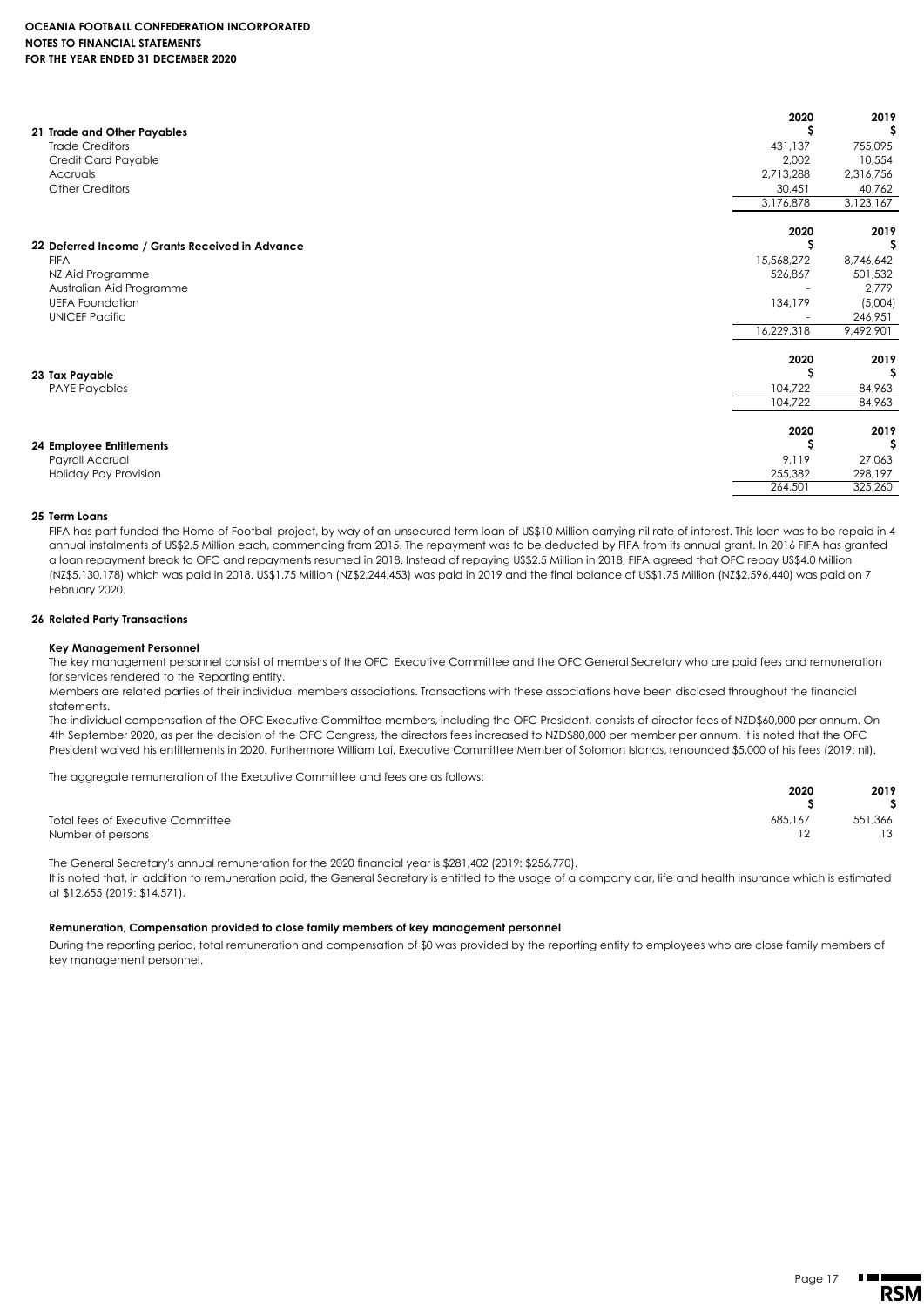**OCEANIA FOOTBALL CONFEDERATION INCORPORATED**
**NOTES TO FINANCIAL STATEMENTS**
**FOR THE YEAR ENDED 31 DECEMBER 2020**

| 21 Trade and Other Payables | 2020 $ | 2019 $ |
|---|---|---|
| Trade Creditors | 431,137 | 755,095 |
| Credit Card Payable | 2,002 | 10,554 |
| Accruals | 2,713,288 | 2,316,756 |
| Other Creditors | 30,451 | 40,762 |
| | 3,176,878 | 3,123,167 |

| 22 Deferred Income / Grants Received in Advance | 2020 $ | 2019 $ |
|---|---|---|
| FIFA | 15,568,272 | 8,746,642 |
| NZ Aid Programme | 526,867 | 501,532 |
| Australian Aid Programme | - | 2,779 |
| UEFA Foundation | 134,179 | (5,004) |
| UNICEF Pacific | - | 246,951 |
| | 16,229,318 | 9,492,901 |

| 23 Tax Payable | 2020 $ | 2019 $ |
|---|---|---|
| PAYE Payables | 104,722 | 84,963 |
| | 104,722 | 84,963 |

| 24 Employee Entitlements | 2020 $ | 2019 $ |
|---|---|---|
| Payroll Accrual | 9,119 | 27,063 |
| Holiday Pay Provision | 255,382 | 298,197 |
| | 264,501 | 325,260 |

**25 Term Loans**

FIFA has part funded the Home of Football project, by way of an unsecured term loan of US$10 Million carrying nil rate of interest. This loan was to be repaid in 4 annual instalments of US$2.5 Million each, commencing from 2015. The repayment was to be deducted by FIFA from its annual grant. In 2016 FIFA has granted a loan repayment break to OFC and repayments resumed in 2018. Instead of repaying US$2.5 Million in 2018, FIFA agreed that OFC repay US$4.0 Million (NZ$5,130,178) which was paid in 2018. US$1.75 Million (NZ$2,244,453) was paid in 2019 and the final balance of US$1.75 Million (NZ$2,596,440) was paid on 7 February 2020.

**26 Related Party Transactions**

**Key Management Personnel**

The key management personnel consist of members of the OFC Executive Committee and the OFC General Secretary who are paid fees and remuneration for services rendered to the Reporting entity.

Members are related parties of their individual members associations. Transactions with these associations have been disclosed throughout the financial statements.

The individual compensation of the OFC Executive Committee members, including the OFC President, consists of director fees of NZD$60,000 per annum. On 4th September 2020, as per the decision of the OFC Congress, the directors fees increased to NZD$80,000 per member per annum. It is noted that the OFC President waived his entitlements in 2020. Furthermore William Lai, Executive Committee Member of Solomon Islands, renounced $5,000 of his fees (2019: nil).

The aggregate remuneration of the Executive Committee and fees are as follows:

| | 2020 $ | 2019 $ |
|---|---|---|
| Total fees of Executive Committee | 685,167 | 551,366 |
| Number of persons | 12 | 13 |

The General Secretary's annual remuneration for the 2020 financial year is $281,402 (2019: $256,770).

It is noted that, in addition to remuneration paid, the General Secretary is entitled to the usage of a company car, life and health insurance which is estimated at $12,655 (2019: $14,571).

**Remuneration, Compensation provided to close family members of key management personnel**

During the reporting period, total remuneration and compensation of $0 was provided by the reporting entity to employees who are close family members of key management personnel.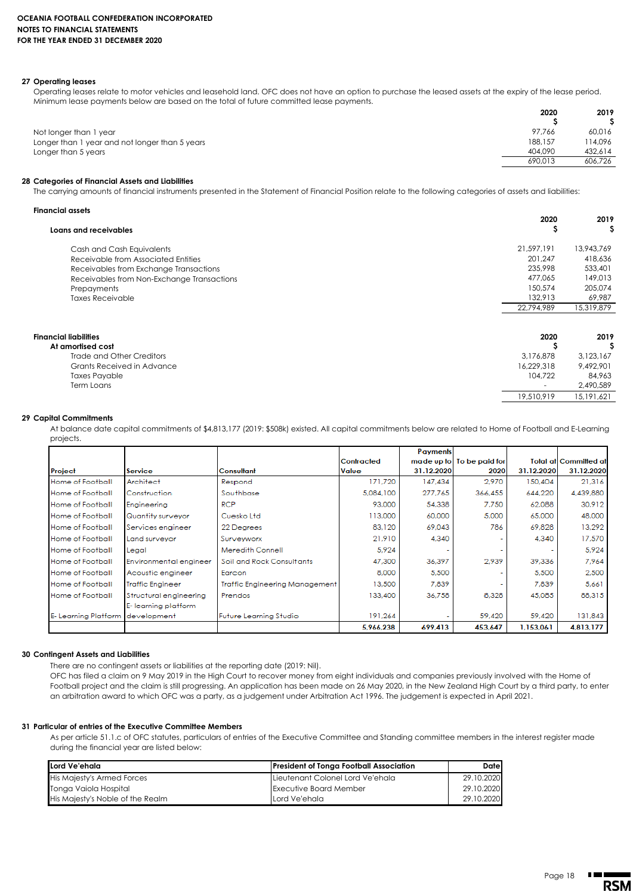**OCEANIA FOOTBALL CONFEDERATION INCORPORATED**
**NOTES TO FINANCIAL STATEMENTS**
**FOR THE YEAR ENDED 31 DECEMBER 2020**

## 27 Operating leases

Operating leases relate to motor vehicles and leasehold land. OFC does not have an option to purchase the leased assets at the expiry of the lease period. Minimum lease payments below are based on the total of future committed lease payments.

| | 2020 $ | 2019 $ |
|---|---|---|
| Not longer than 1 year | 97,766 | 60,016 |
| Longer than 1 year and not longer than 5 years | 188,157 | 114,096 |
| Longer than 5 years | 404,090 | 432,614 |
| | 690,013 | 606,726 |

## 28 Categories of Financial Assets and Liabilities

The carrying amounts of financial instruments presented in the Statement of Financial Position relate to the following categories of assets and liabilities:

**Financial assets**

| **Loans and receivables** | 2020 $ | 2019 $ |
|---|---|---|
| Cash and Cash Equivalents | 21,597,191 | 13,943,769 |
| Receivable from Associated Entities | 201,247 | 418,636 |
| Receivables from Exchange Transactions | 235,998 | 533,401 |
| Receivables from Non-Exchange Transactions | 477,065 | 149,013 |
| Prepayments | 150,574 | 205,074 |
| Taxes Receivable | 132,913 | 69,987 |
| | 22,794,989 | 15,319,879 |

| **Financial liabilities** **At amortised cost** | 2020 $ | 2019 $ |
|---|---|---|
| Trade and Other Creditors | 3,176,878 | 3,123,167 |
| Grants Received in Advance | 16,229,318 | 9,492,901 |
| Taxes Payable | 104,722 | 84,963 |
| Term Loans | - | 2,490,589 |
| | 19,510,919 | 15,191,621 |

## 29 Capital Commitments

At balance date capital commitments of $4,813,177 (2019: $508k) existed. All capital commitments below are related to Home of Football and E-Learning projects.

| Project | Service | Consultant | Contracted Value | Payments made up to 31.12.2020 | To be paid for 2020 | Total at 31.12.2020 | Committed at 31.12.2020 |
|---|---|---|---|---|---|---|---|
| Home of Football | Architect | Respond | 171,720 | 147,434 | 2,970 | 150,404 | 21,316 |
| Home of Football | Construction | Southbase | 5,084,100 | 277,765 | 366,455 | 644,220 | 4,439,880 |
| Home of Football | Engineering | RCP | 93,000 | 54,338 | 7,750 | 62,088 | 30,912 |
| Home of Football | Quantity surveyor | Cuesko Ltd | 113,000 | 60,000 | 5,000 | 65,000 | 48,000 |
| Home of Football | Services engineer | 22 Degrees | 83,120 | 69,043 | 786 | 69,828 | 13,292 |
| Home of Football | Land surveyor | Surveyworx | 21,910 | 4,340 | - | 4,340 | 17,570 |
| Home of Football | Legal | Meredith Connell | 5,924 | - | - | - | 5,924 |
| Home of Football | Environmental engineer | Soil and Rock Consultants | 47,300 | 36,397 | 2,939 | 39,336 | 7,964 |
| Home of Football | Acoustic engineer | Earcon | 8,000 | 5,500 | - | 5,500 | 2,500 |
| Home of Football | Traffic Engineer | Traffic Engineering Management | 13,500 | 7,839 | - | 7,839 | 5,661 |
| Home of Football | Structural engineering | Prendos | 133,400 | 36,758 | 8,328 | 45,085 | 88,315 |
| E- Learning Platform | E- learning platform development | Future Learning Studio | 191,264 | - | 59,420 | 59,420 | 131,843 |
| | | | 5,966,238 | 699,413 | 453,647 | 1,153,061 | 4,813,177 |

## 30 Contingent Assets and Liabilities

There are no contingent assets or liabilities at the reporting date (2019: Nil).
OFC has filed a claim on 9 May 2019 in the High Court to recover money from eight individuals and companies previously involved with the Home of Football project and the claim is still progressing. An application has been made on 26 May 2020, in the New Zealand High Court by a third party, to enter an arbitration award to which OFC was a party, as a judgement under Arbitration Act 1996. The judgement is expected in April 2021.

## 31 Particular of entries of the Executive Committee Members

As per article 51.1.c of OFC statutes, particulars of entries of the Executive Committee and Standing committee members in the interest register made during the financial year are listed below:

| **Lord Ve'ehala** | **President of Tonga Football Association** | **Date** |
|---|---|---|
| His Majesty's Armed Forces | Lieutenant Colonel Lord Ve'ehala | 29.10.2020 |
| Tonga Vaiola Hospital | Executive Board Member | 29.10.2020 |
| His Majesty's Noble of the Realm | Lord Ve'ehala | 29.10.2020 |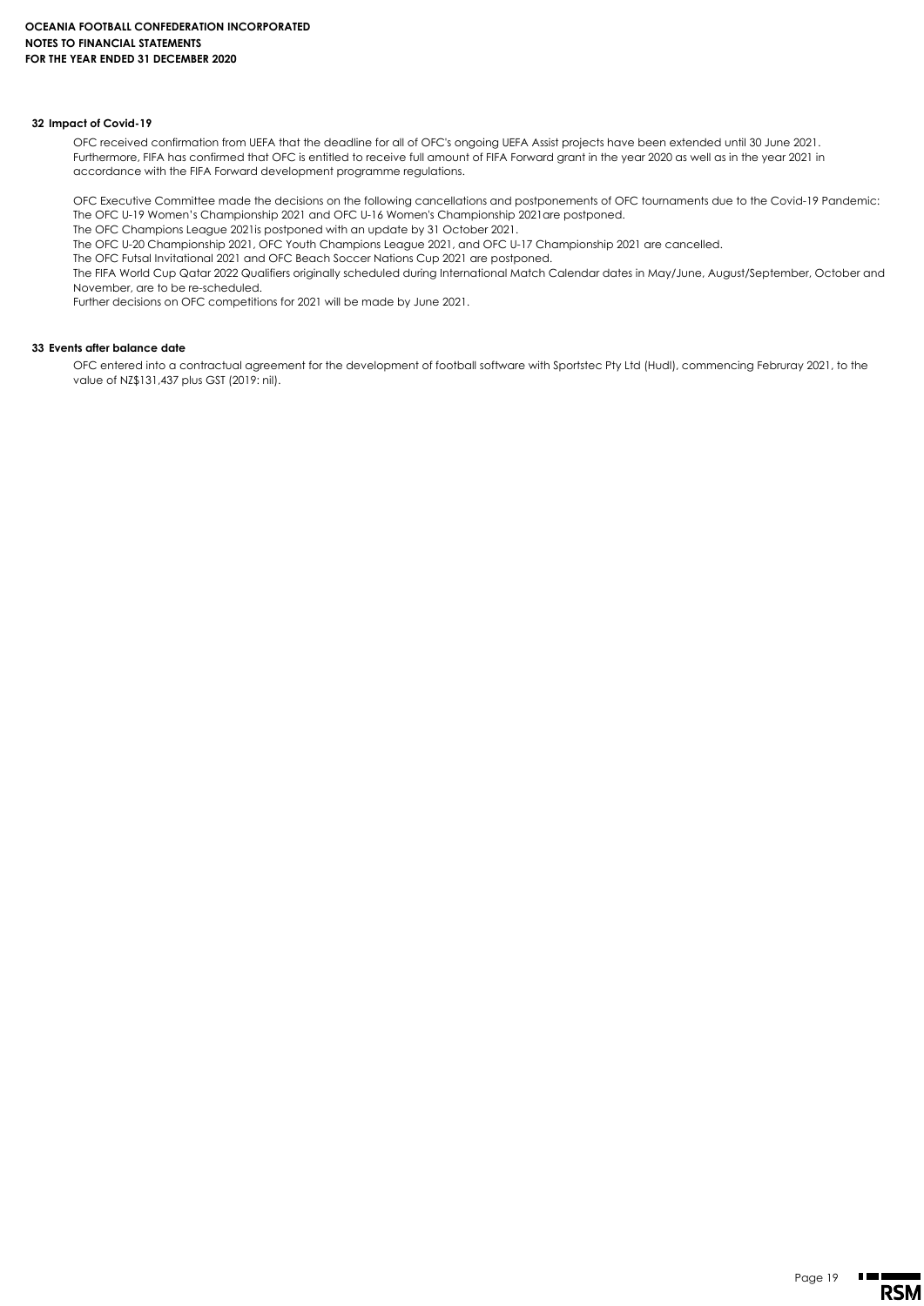**32 Impact of Covid-19**

OFC received confirmation from UEFA that the deadline for all of OFC's ongoing UEFA Assist projects have been extended until 30 June 2021. Furthermore, FIFA has confirmed that OFC is entitled to receive full amount of FIFA Forward grant in the year 2020 as well as in the year 2021 in accordance with the FIFA Forward development programme regulations.

OFC Executive Committee made the decisions on the following cancellations and postponements of OFC tournaments due to the Covid-19 Pandemic:
The OFC U-19 Women's Championship 2021 and OFC U-16 Women's Championship 2021are postponed.
The OFC Champions League 2021is postponed with an update by 31 October 2021.
The OFC U-20 Championship 2021, OFC Youth Champions League 2021, and OFC U-17 Championship 2021 are cancelled.
The OFC Futsal Invitational 2021 and OFC Beach Soccer Nations Cup 2021 are postponed.
The FIFA World Cup Qatar 2022 Qualifiers originally scheduled during International Match Calendar dates in May/June, August/September, October and November, are to be re-scheduled.
Further decisions on OFC competitions for 2021 will be made by June 2021.

**33 Events after balance date**

OFC entered into a contractual agreement for the development of football software with Sportstec Pty Ltd (Hudl), commencing Februray 2021, to the value of NZ$131,437 plus GST (2019: nil).